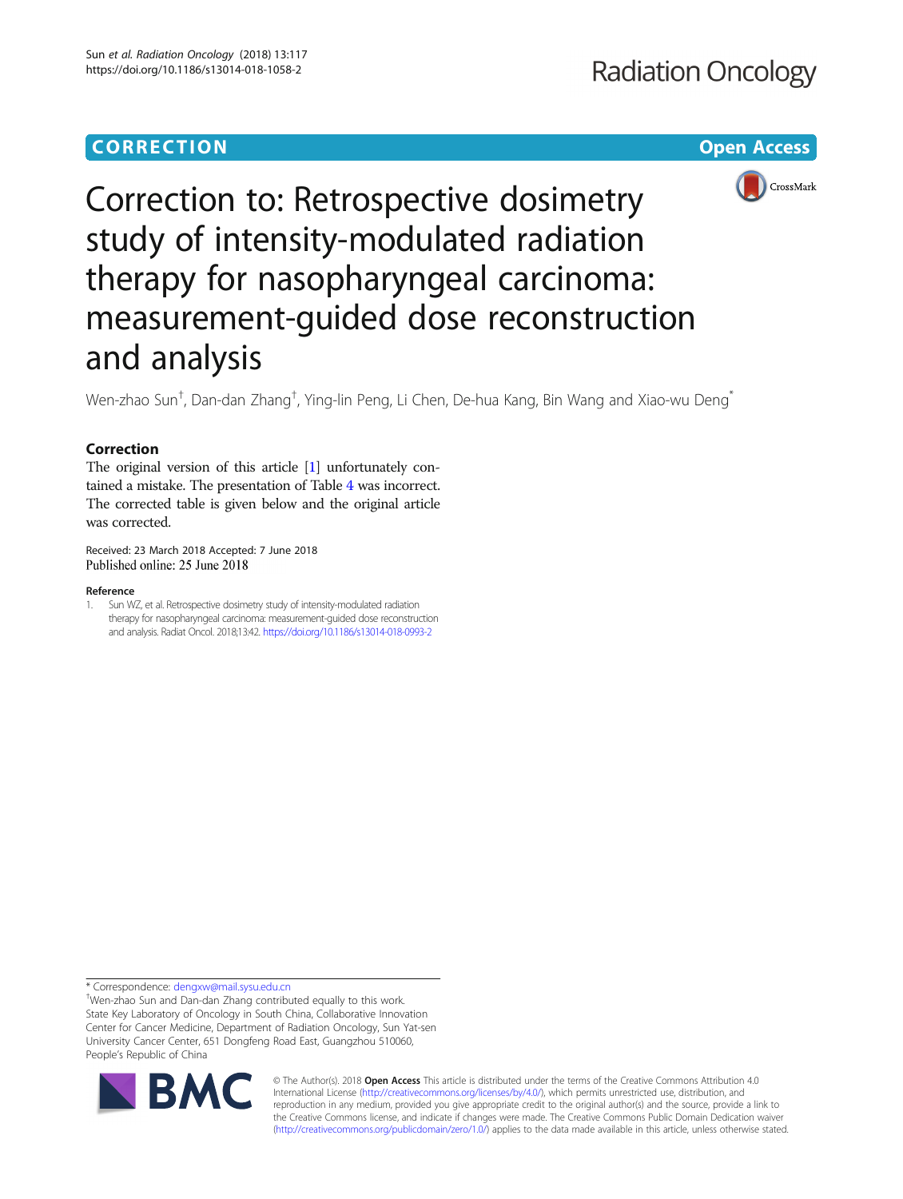CORRECTION

Open Access

# Correction to: Retrospective dosimetry study of intensity-modulated radiation therapy for nasopharyngeal carcinoma: measurement-guided dose reconstruction and analysis

Wen-zhao Sun†, Dan-dan Zhang†, Ying-lin Peng, Li Chen, De-hua Kang, Bin Wang and Xiao-wu Deng*

## Correction

The original version of this article [1] unfortunately contained a mistake. The presentation of Table 4 was incorrect. The corrected table is given below and the original article was corrected.

Received: 23 March 2018 Accepted: 7 June 2018
Published online: 25 June 2018

### Reference

1. Sun WZ, et al. Retrospective dosimetry study of intensity-modulated radiation therapy for nasopharyngeal carcinoma: measurement-guided dose reconstruction and analysis. Radiat Oncol. 2018;13:42. https://doi.org/10.1186/s13014-018-0993-2

\* Correspondence: dengxw@mail.sysu.edu.cn
†Wen-zhao Sun and Dan-dan Zhang contributed equally to this work.
State Key Laboratory of Oncology in South China, Collaborative Innovation Center for Cancer Medicine, Department of Radiation Oncology, Sun Yat-sen University Cancer Center, 651 Dongfeng Road East, Guangzhou 510060, People's Republic of China

© The Author(s). 2018 **Open Access** This article is distributed under the terms of the Creative Commons Attribution 4.0 International License (http://creativecommons.org/licenses/by/4.0/), which permits unrestricted use, distribution, and reproduction in any medium, provided you give appropriate credit to the original author(s) and the source, provide a link to the Creative Commons license, and indicate if changes were made. The Creative Commons Public Domain Dedication waiver (http://creativecommons.org/publicdomain/zero/1.0/) applies to the data made available in this article, unless otherwise stated.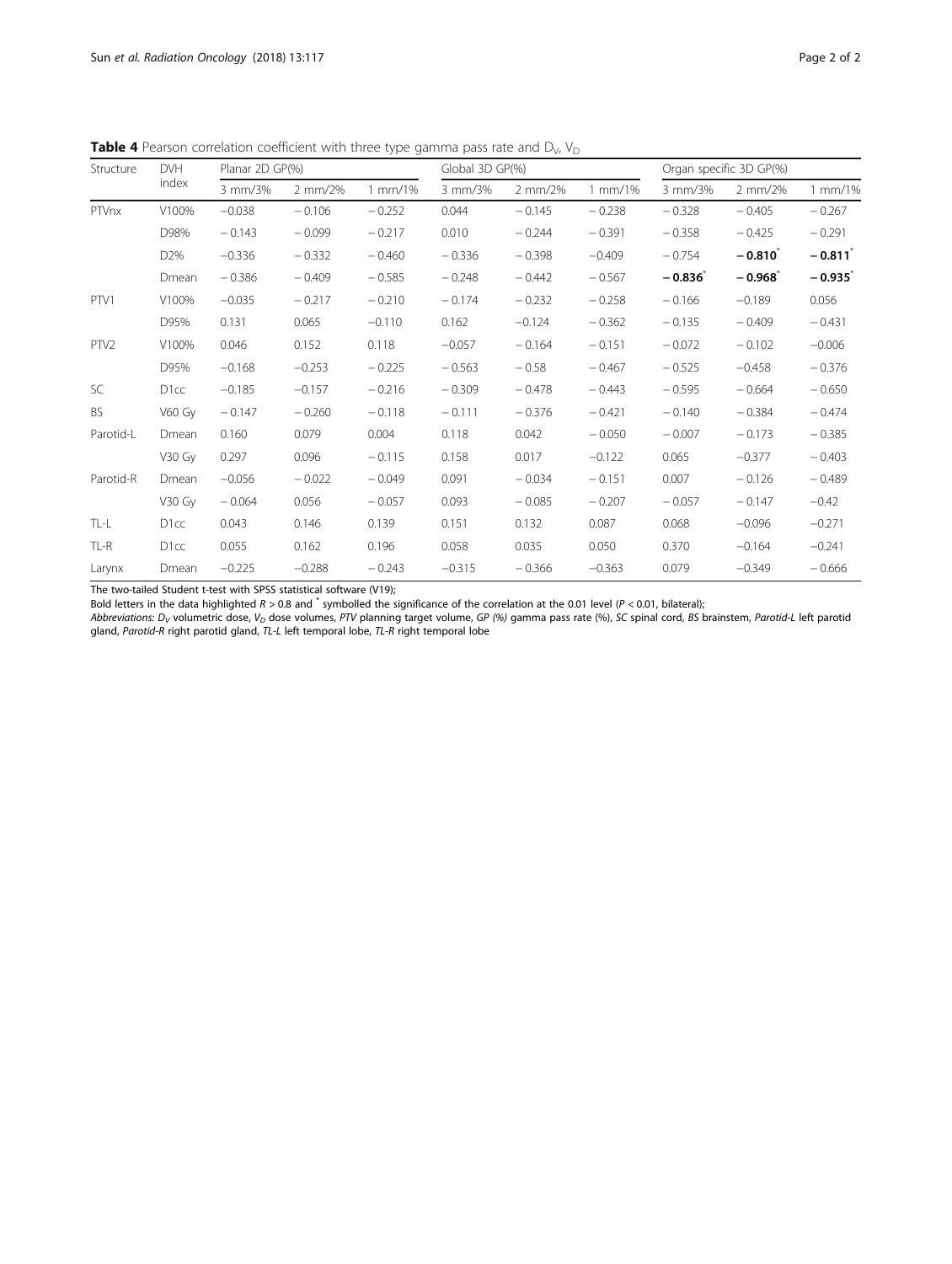**Table 4** Pearson correlation coefficient with three type gamma pass rate and $D_V$, $V_D$

| Structure | DVH index | Planar 2D GP(%) | | | Global 3D GP(%) | | | Organ specific 3D GP(%) | | |
|---|---|---|---|---|---|---|---|---|---|---|
| | | 3 mm/3% | 2 mm/2% | 1 mm/1% | 3 mm/3% | 2 mm/2% | 1 mm/1% | 3 mm/3% | 2 mm/2% | 1 mm/1% |
| PTVnx | V100% | −0.038 | −0.106 | −0.252 | 0.044 | −0.145 | −0.238 | −0.328 | −0.405 | −0.267 |
| | D98% | −0.143 | −0.099 | −0.217 | 0.010 | −0.244 | −0.391 | −0.358 | −0.425 | −0.291 |
| | D2% | −0.336 | −0.332 | −0.460 | −0.336 | −0.398 | −0.409 | −0.754 | **−0.810*** | **−0.811*** |
| | Dmean | −0.386 | −0.409 | −0.585 | −0.248 | −0.442 | −0.567 | **−0.836*** | **−0.968*** | **−0.935*** |
| PTV1 | V100% | −0.035 | −0.217 | −0.210 | −0.174 | −0.232 | −0.258 | −0.166 | −0.189 | 0.056 |
| | D95% | 0.131 | 0.065 | −0.110 | 0.162 | −0.124 | −0.362 | −0.135 | −0.409 | −0.431 |
| PTV2 | V100% | 0.046 | 0.152 | 0.118 | −0.057 | −0.164 | −0.151 | −0.072 | −0.102 | −0.006 |
| | D95% | −0.168 | −0.253 | −0.225 | −0.563 | −0.58 | −0.467 | −0.525 | −0.458 | −0.376 |
| SC | D1cc | −0.185 | −0.157 | −0.216 | −0.309 | −0.478 | −0.443 | −0.595 | −0.664 | −0.650 |
| BS | V60 Gy | −0.147 | −0.260 | −0.118 | −0.111 | −0.376 | −0.421 | −0.140 | −0.384 | −0.474 |
| Parotid-L | Dmean | 0.160 | 0.079 | 0.004 | 0.118 | 0.042 | −0.050 | −0.007 | −0.173 | −0.385 |
| | V30 Gy | 0.297 | 0.096 | −0.115 | 0.158 | 0.017 | −0.122 | 0.065 | −0.377 | −0.403 |
| Parotid-R | Dmean | −0.056 | −0.022 | −0.049 | 0.091 | −0.034 | −0.151 | 0.007 | −0.126 | −0.489 |
| | V30 Gy | −0.064 | 0.056 | −0.057 | 0.093 | −0.085 | −0.207 | −0.057 | −0.147 | −0.42 |
| TL-L | D1cc | 0.043 | 0.146 | 0.139 | 0.151 | 0.132 | 0.087 | 0.068 | −0.096 | −0.271 |
| TL-R | D1cc | 0.055 | 0.162 | 0.196 | 0.058 | 0.035 | 0.050 | 0.370 | −0.164 | −0.241 |
| Larynx | Dmean | −0.225 | −0.288 | −0.243 | −0.315 | −0.366 | −0.363 | 0.079 | −0.349 | −0.666 |

The two-tailed Student t-test with SPSS statistical software (V19);

Bold letters in the data highlighted $R > 0.8$ and * symbolled the significance of the correlation at the 0.01 level ($P < 0.01$, bilateral);

*Abbreviations: $D_V$* volumetric dose, *$V_D$* dose volumes, *PTV* planning target volume, *GP (%)* gamma pass rate (%), *SC* spinal cord, *BS* brainstem, *Parotid-L* left parotid gland, *Parotid-R* right parotid gland, *TL-L* left temporal lobe, *TL-R* right temporal lobe